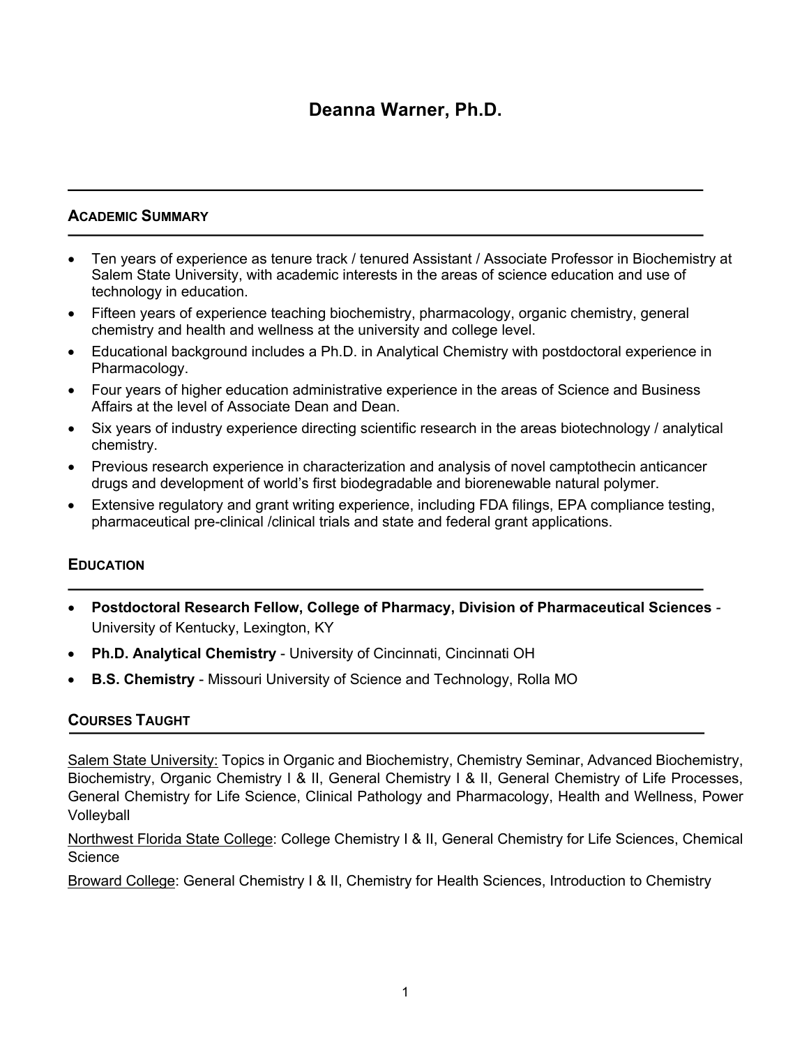# Deanna Warner, Ph.D.

## Academic Summary

- Ten years of experience as tenure track / tenured Assistant / Associate Professor in Biochemistry at Salem State University, with academic interests in the areas of science education and use of technology in education.
- Fifteen years of experience teaching biochemistry, pharmacology, organic chemistry, general chemistry and health and wellness at the university and college level.
- Educational background includes a Ph.D. in Analytical Chemistry with postdoctoral experience in Pharmacology.
- Four years of higher education administrative experience in the areas of Science and Business Affairs at the level of Associate Dean and Dean.
- Six years of industry experience directing scientific research in the areas biotechnology / analytical chemistry.
- Previous research experience in characterization and analysis of novel camptothecin anticancer drugs and development of world's first biodegradable and biorenewable natural polymer.
- Extensive regulatory and grant writing experience, including FDA filings, EPA compliance testing, pharmaceutical pre-clinical /clinical trials and state and federal grant applications.

## Education

- **Postdoctoral Research Fellow, College of Pharmacy, Division of Pharmaceutical Sciences** - University of Kentucky, Lexington, KY
- **Ph.D. Analytical Chemistry** - University of Cincinnati, Cincinnati OH
- **B.S. Chemistry** - Missouri University of Science and Technology, Rolla MO

## Courses Taught

Salem State University: Topics in Organic and Biochemistry, Chemistry Seminar, Advanced Biochemistry, Biochemistry, Organic Chemistry I & II, General Chemistry I & II, General Chemistry of Life Processes, General Chemistry for Life Science, Clinical Pathology and Pharmacology, Health and Wellness, Power Volleyball

Northwest Florida State College: College Chemistry I & II, General Chemistry for Life Sciences, Chemical Science

Broward College: General Chemistry I & II, Chemistry for Health Sciences, Introduction to Chemistry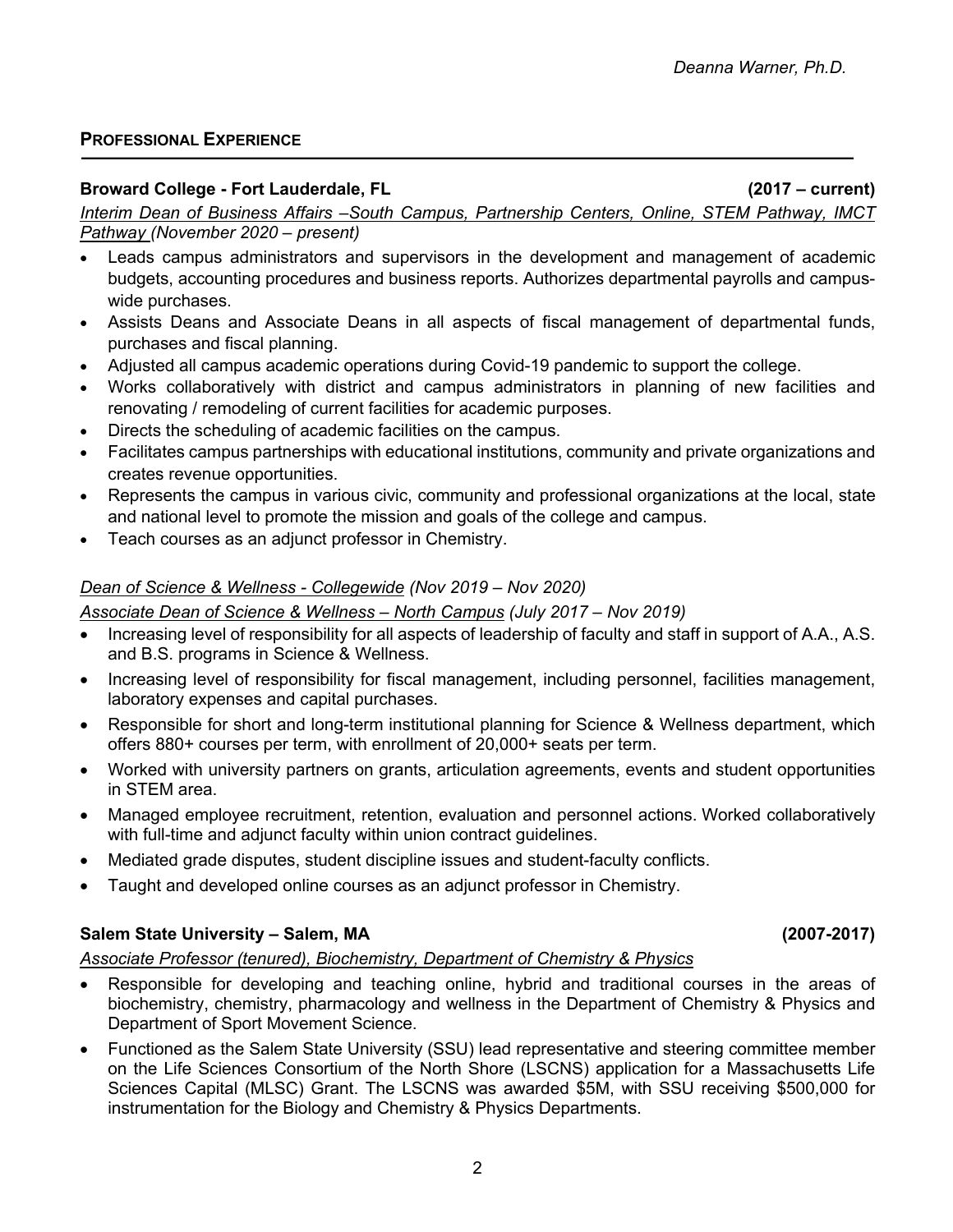## PROFESSIONAL EXPERIENCE

**Broward College - Fort Lauderdale, FL** **(2017 – current)**

*Interim Dean of Business Affairs –South Campus, Partnership Centers, Online, STEM Pathway, IMCT Pathway (November 2020 – present)*

- Leads campus administrators and supervisors in the development and management of academic budgets, accounting procedures and business reports. Authorizes departmental payrolls and campus-wide purchases.
- Assists Deans and Associate Deans in all aspects of fiscal management of departmental funds, purchases and fiscal planning.
- Adjusted all campus academic operations during Covid-19 pandemic to support the college.
- Works collaboratively with district and campus administrators in planning of new facilities and renovating / remodeling of current facilities for academic purposes.
- Directs the scheduling of academic facilities on the campus.
- Facilitates campus partnerships with educational institutions, community and private organizations and creates revenue opportunities.
- Represents the campus in various civic, community and professional organizations at the local, state and national level to promote the mission and goals of the college and campus.
- Teach courses as an adjunct professor in Chemistry.

*Dean of Science & Wellness - Collegewide (Nov 2019 – Nov 2020)*

*Associate Dean of Science & Wellness – North Campus (July 2017 – Nov 2019)*

- Increasing level of responsibility for all aspects of leadership of faculty and staff in support of A.A., A.S. and B.S. programs in Science & Wellness.
- Increasing level of responsibility for fiscal management, including personnel, facilities management, laboratory expenses and capital purchases.
- Responsible for short and long-term institutional planning for Science & Wellness department, which offers 880+ courses per term, with enrollment of 20,000+ seats per term.
- Worked with university partners on grants, articulation agreements, events and student opportunities in STEM area.
- Managed employee recruitment, retention, evaluation and personnel actions. Worked collaboratively with full-time and adjunct faculty within union contract guidelines.
- Mediated grade disputes, student discipline issues and student-faculty conflicts.
- Taught and developed online courses as an adjunct professor in Chemistry.

**Salem State University – Salem, MA** **(2007-2017)**

*Associate Professor (tenured), Biochemistry, Department of Chemistry & Physics*

- Responsible for developing and teaching online, hybrid and traditional courses in the areas of biochemistry, chemistry, pharmacology and wellness in the Department of Chemistry & Physics and Department of Sport Movement Science.
- Functioned as the Salem State University (SSU) lead representative and steering committee member on the Life Sciences Consortium of the North Shore (LSCNS) application for a Massachusetts Life Sciences Capital (MLSC) Grant. The LSCNS was awarded $5M, with SSU receiving $500,000 for instrumentation for the Biology and Chemistry & Physics Departments.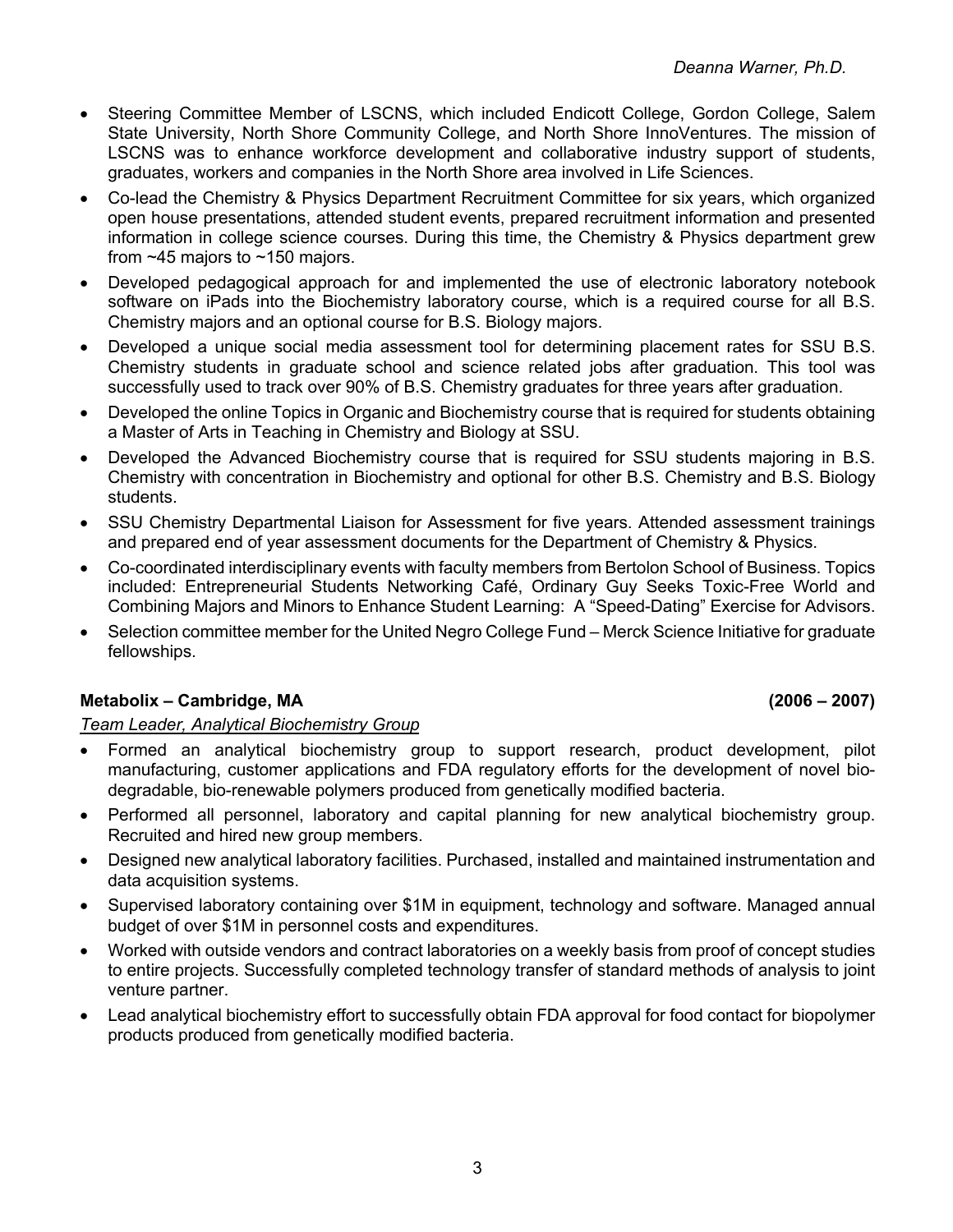- Steering Committee Member of LSCNS, which included Endicott College, Gordon College, Salem State University, North Shore Community College, and North Shore InnoVentures. The mission of LSCNS was to enhance workforce development and collaborative industry support of students, graduates, workers and companies in the North Shore area involved in Life Sciences.
- Co-lead the Chemistry & Physics Department Recruitment Committee for six years, which organized open house presentations, attended student events, prepared recruitment information and presented information in college science courses. During this time, the Chemistry & Physics department grew from ~45 majors to ~150 majors.
- Developed pedagogical approach for and implemented the use of electronic laboratory notebook software on iPads into the Biochemistry laboratory course, which is a required course for all B.S. Chemistry majors and an optional course for B.S. Biology majors.
- Developed a unique social media assessment tool for determining placement rates for SSU B.S. Chemistry students in graduate school and science related jobs after graduation. This tool was successfully used to track over 90% of B.S. Chemistry graduates for three years after graduation.
- Developed the online Topics in Organic and Biochemistry course that is required for students obtaining a Master of Arts in Teaching in Chemistry and Biology at SSU.
- Developed the Advanced Biochemistry course that is required for SSU students majoring in B.S. Chemistry with concentration in Biochemistry and optional for other B.S. Chemistry and B.S. Biology students.
- SSU Chemistry Departmental Liaison for Assessment for five years. Attended assessment trainings and prepared end of year assessment documents for the Department of Chemistry & Physics.
- Co-coordinated interdisciplinary events with faculty members from Bertolon School of Business. Topics included: Entrepreneurial Students Networking Café, Ordinary Guy Seeks Toxic-Free World and Combining Majors and Minors to Enhance Student Learning: A "Speed-Dating" Exercise for Advisors.
- Selection committee member for the United Negro College Fund – Merck Science Initiative for graduate fellowships.

**Metabolix – Cambridge, MA** **(2006 – 2007)**

*Team Leader, Analytical Biochemistry Group*

- Formed an analytical biochemistry group to support research, product development, pilot manufacturing, customer applications and FDA regulatory efforts for the development of novel bio-degradable, bio-renewable polymers produced from genetically modified bacteria.
- Performed all personnel, laboratory and capital planning for new analytical biochemistry group. Recruited and hired new group members.
- Designed new analytical laboratory facilities. Purchased, installed and maintained instrumentation and data acquisition systems.
- Supervised laboratory containing over $1M in equipment, technology and software. Managed annual budget of over $1M in personnel costs and expenditures.
- Worked with outside vendors and contract laboratories on a weekly basis from proof of concept studies to entire projects. Successfully completed technology transfer of standard methods of analysis to joint venture partner.
- Lead analytical biochemistry effort to successfully obtain FDA approval for food contact for biopolymer products produced from genetically modified bacteria.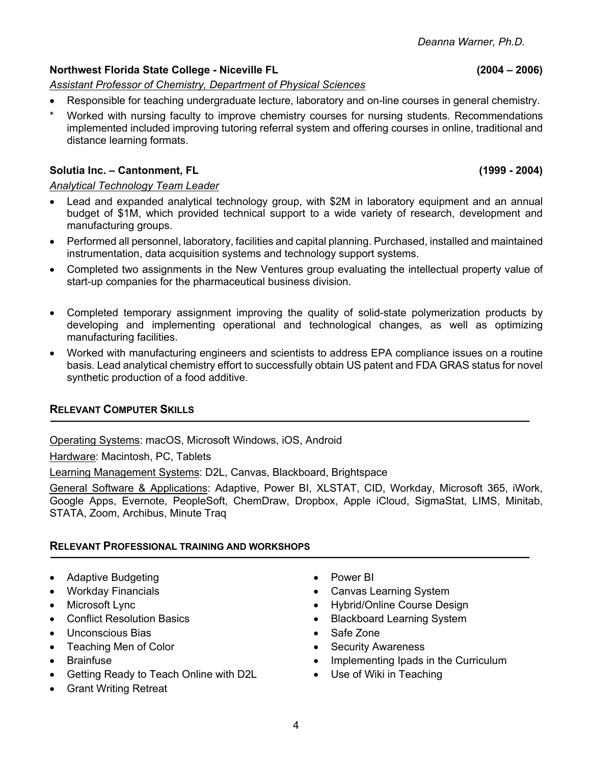**Northwest Florida State College - Niceville FL** **(2004 – 2006)**

*Assistant Professor of Chemistry, Department of Physical Sciences*

- Responsible for teaching undergraduate lecture, laboratory and on-line courses in general chemistry.
* Worked with nursing faculty to improve chemistry courses for nursing students. Recommendations implemented included improving tutoring referral system and offering courses in online, traditional and distance learning formats.

**Solutia Inc. – Cantonment, FL** **(1999 - 2004)**

*Analytical Technology Team Leader*

- Lead and expanded analytical technology group, with $2M in laboratory equipment and an annual budget of $1M, which provided technical support to a wide variety of research, development and manufacturing groups.
- Performed all personnel, laboratory, facilities and capital planning. Purchased, installed and maintained instrumentation, data acquisition systems and technology support systems.
- Completed two assignments in the New Ventures group evaluating the intellectual property value of start-up companies for the pharmaceutical business division.
- Completed temporary assignment improving the quality of solid-state polymerization products by developing and implementing operational and technological changes, as well as optimizing manufacturing facilities.
- Worked with manufacturing engineers and scientists to address EPA compliance issues on a routine basis. Lead analytical chemistry effort to successfully obtain US patent and FDA GRAS status for novel synthetic production of a food additive.

## RELEVANT COMPUTER SKILLS

Operating Systems: macOS, Microsoft Windows, iOS, Android

Hardware: Macintosh, PC, Tablets

Learning Management Systems: D2L, Canvas, Blackboard, Brightspace

General Software & Applications: Adaptive, Power BI, XLSTAT, CID, Workday, Microsoft 365, iWork, Google Apps, Evernote, PeopleSoft, ChemDraw, Dropbox, Apple iCloud, SigmaStat, LIMS, Minitab, STATA, Zoom, Archibus, Minute Traq

## RELEVANT PROFESSIONAL TRAINING AND WORKSHOPS

- Adaptive Budgeting
- Workday Financials
- Microsoft Lync
- Conflict Resolution Basics
- Unconscious Bias
- Teaching Men of Color
- Brainfuse
- Getting Ready to Teach Online with D2L
- Grant Writing Retreat
- Power BI
- Canvas Learning System
- Hybrid/Online Course Design
- Blackboard Learning System
- Safe Zone
- Security Awareness
- Implementing Ipads in the Curriculum
- Use of Wiki in Teaching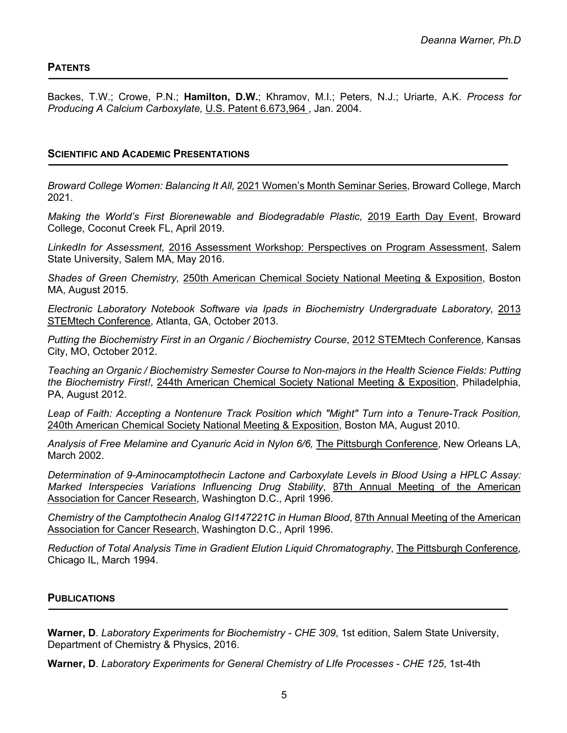## PATENTS

Backes, T.W.; Crowe, P.N.; **Hamilton, D.W.**; Khramov, M.I.; Peters, N.J.; Uriarte, A.K. *Process for Producing A Calcium Carboxylate,* U.S. Patent 6.673,964 , Jan. 2004.

## SCIENTIFIC AND ACADEMIC PRESENTATIONS

*Broward College Women: Balancing It All,* 2021 Women's Month Seminar Series, Broward College, March 2021.

*Making the World's First Biorenewable and Biodegradable Plastic,* 2019 Earth Day Event, Broward College, Coconut Creek FL, April 2019.

*LinkedIn for Assessment,* 2016 Assessment Workshop: Perspectives on Program Assessment, Salem State University, Salem MA, May 2016.

*Shades of Green Chemistry,* 250th American Chemical Society National Meeting & Exposition, Boston MA, August 2015.

*Electronic Laboratory Notebook Software via Ipads in Biochemistry Undergraduate Laboratory*, 2013 STEMtech Conference, Atlanta, GA, October 2013.

*Putting the Biochemistry First in an Organic / Biochemistry Course*, 2012 STEMtech Conference, Kansas City, MO, October 2012.

*Teaching an Organic / Biochemistry Semester Course to Non-majors in the Health Science Fields: Putting the Biochemistry First!*, 244th American Chemical Society National Meeting & Exposition, Philadelphia, PA, August 2012.

*Leap of Faith: Accepting a Nontenure Track Position which "Might" Turn into a Tenure-Track Position,* 240th American Chemical Society National Meeting & Exposition, Boston MA, August 2010.

*Analysis of Free Melamine and Cyanuric Acid in Nylon 6/6,* The Pittsburgh Conference, New Orleans LA, March 2002.

*Determination of 9-Aminocamptothecin Lactone and Carboxylate Levels in Blood Using a HPLC Assay: Marked Interspecies Variations Influencing Drug Stability*, 87th Annual Meeting of the American Association for Cancer Research, Washington D.C., April 1996.

*Chemistry of the Camptothecin Analog GI147221C in Human Blood*, 87th Annual Meeting of the American Association for Cancer Research, Washington D.C., April 1996.

*Reduction of Total Analysis Time in Gradient Elution Liquid Chromatography*, The Pittsburgh Conference, Chicago IL, March 1994.

## PUBLICATIONS

**Warner, D**. *Laboratory Experiments for Biochemistry - CHE 309*, 1st edition, Salem State University, Department of Chemistry & Physics, 2016.

**Warner, D**. *Laboratory Experiments for General Chemistry of LIfe Processes - CHE 125*, 1st-4th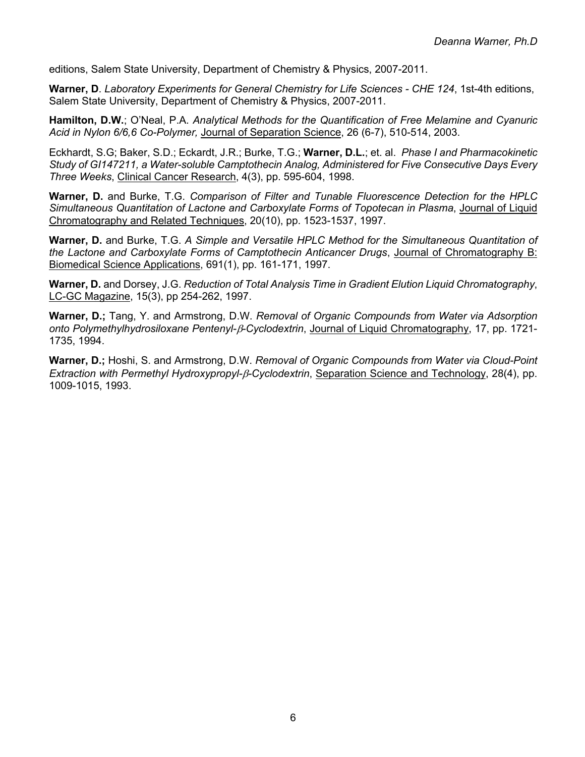editions, Salem State University, Department of Chemistry & Physics, 2007-2011.

**Warner, D**. *Laboratory Experiments for General Chemistry for Life Sciences - CHE 124*, 1st-4th editions, Salem State University, Department of Chemistry & Physics, 2007-2011.

**Hamilton, D.W.**; O'Neal, P.A. *Analytical Methods for the Quantification of Free Melamine and Cyanuric Acid in Nylon 6/6,6 Co-Polymer,* Journal of Separation Science, 26 (6-7), 510-514, 2003.

Eckhardt, S.G; Baker, S.D.; Eckardt, J.R.; Burke, T.G.; **Warner, D.L.**; et. al. *Phase I and Pharmacokinetic Study of GI147211, a Water-soluble Camptothecin Analog, Administered for Five Consecutive Days Every Three Weeks*, Clinical Cancer Research, 4(3), pp. 595-604, 1998.

**Warner, D.** and Burke, T.G. *Comparison of Filter and Tunable Fluorescence Detection for the HPLC Simultaneous Quantitation of Lactone and Carboxylate Forms of Topotecan in Plasma*, Journal of Liquid Chromatography and Related Techniques, 20(10), pp. 1523-1537, 1997.

**Warner, D.** and Burke, T.G. *A Simple and Versatile HPLC Method for the Simultaneous Quantitation of the Lactone and Carboxylate Forms of Camptothecin Anticancer Drugs*, Journal of Chromatography B: Biomedical Science Applications, 691(1), pp. 161-171, 1997.

**Warner, D.** and Dorsey, J.G. *Reduction of Total Analysis Time in Gradient Elution Liquid Chromatography*, LC-GC Magazine, 15(3), pp 254-262, 1997.

**Warner, D.;** Tang, Y. and Armstrong, D.W. *Removal of Organic Compounds from Water via Adsorption onto Polymethylhydrosiloxane Pentenyl-β-Cyclodextrin*, Journal of Liquid Chromatography, 17, pp. 1721-1735, 1994.

**Warner, D.;** Hoshi, S. and Armstrong, D.W. *Removal of Organic Compounds from Water via Cloud-Point Extraction with Permethyl Hydroxypropyl-β-Cyclodextrin*, Separation Science and Technology, 28(4), pp. 1009-1015, 1993.